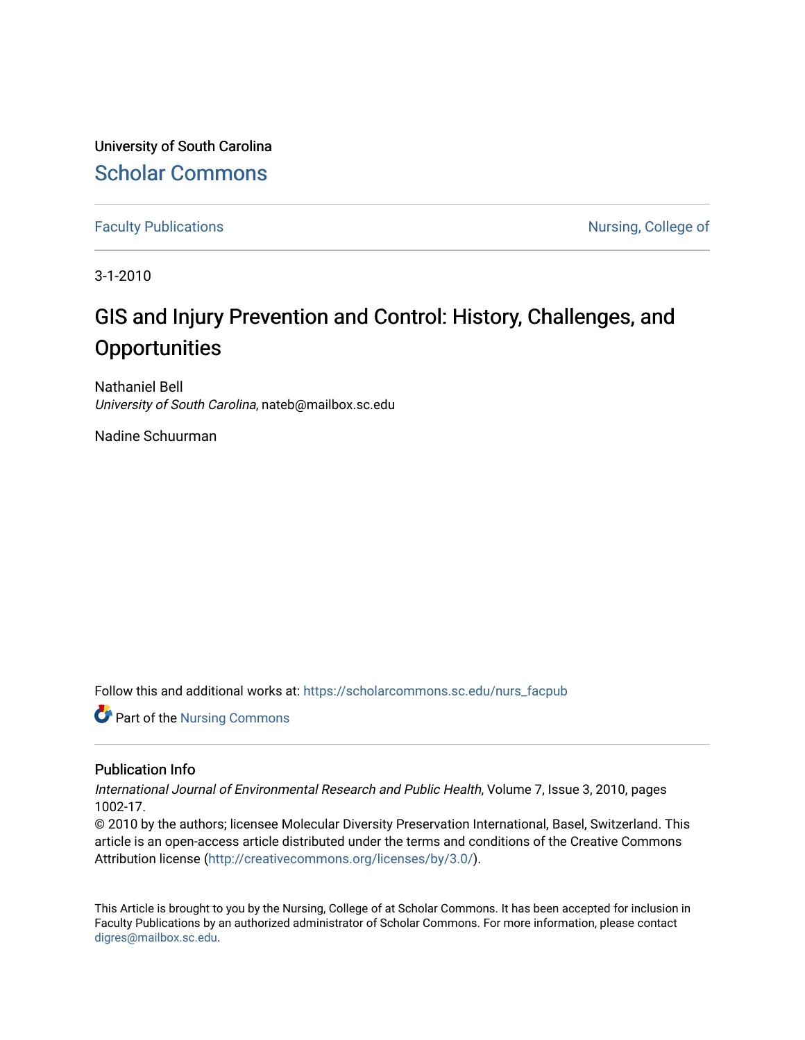University of South Carolina

Scholar Commons

Faculty Publications | Nursing, College of

3-1-2010

# GIS and Injury Prevention and Control: History, Challenges, and Opportunities

Nathaniel Bell
*University of South Carolina*, nateb@mailbox.sc.edu

Nadine Schuurman

Follow this and additional works at: https://scholarcommons.sc.edu/nurs_facpub

Part of the Nursing Commons

## Publication Info

*International Journal of Environmental Research and Public Health*, Volume 7, Issue 3, 2010, pages 1002-17.
© 2010 by the authors; licensee Molecular Diversity Preservation International, Basel, Switzerland. This article is an open-access article distributed under the terms and conditions of the Creative Commons Attribution license (http://creativecommons.org/licenses/by/3.0/).

This Article is brought to you by the Nursing, College of at Scholar Commons. It has been accepted for inclusion in Faculty Publications by an authorized administrator of Scholar Commons. For more information, please contact digres@mailbox.sc.edu.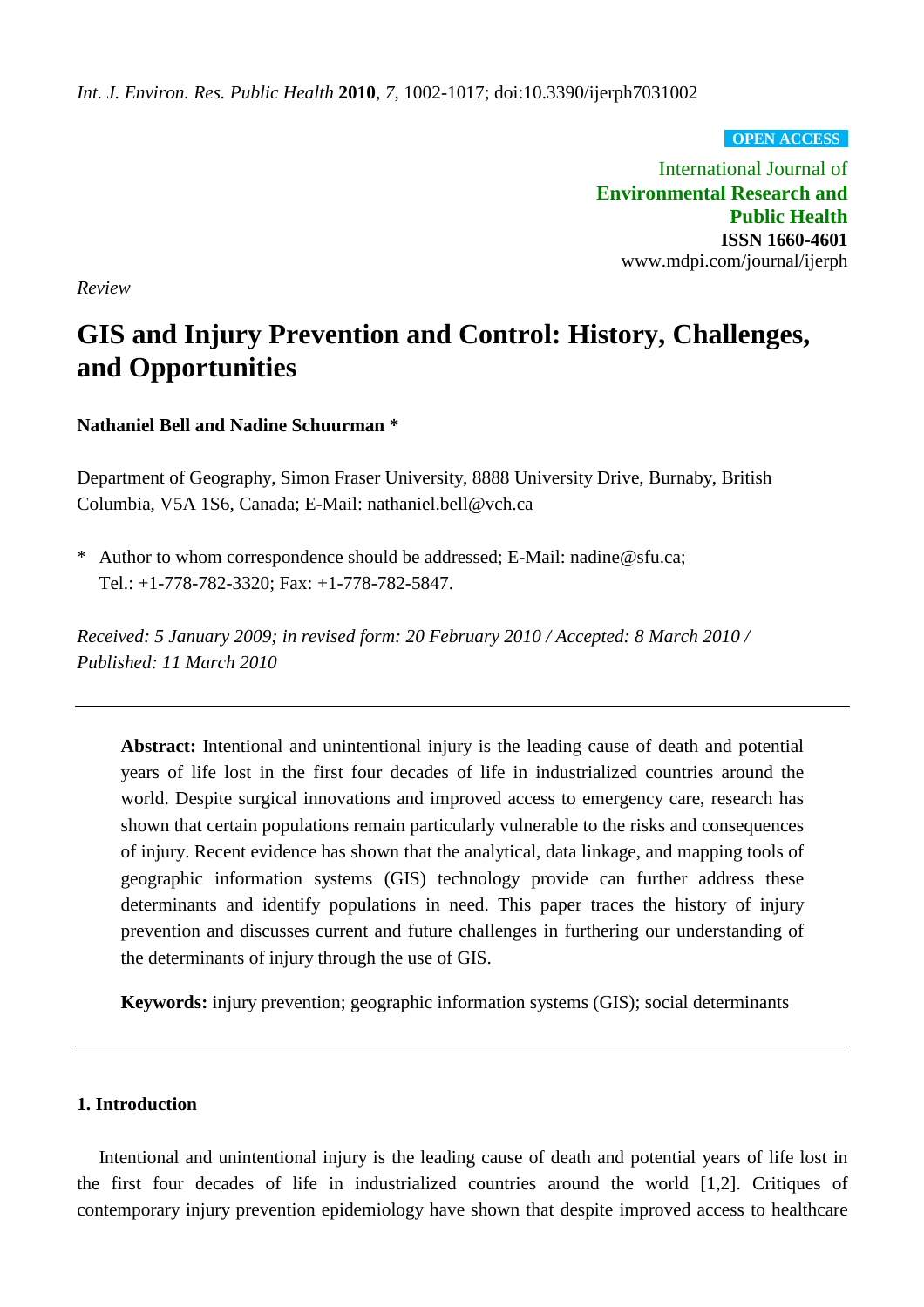Int. J. Environ. Res. Public Health **2010**, *7*, 1002-1017; doi:10.3390/ijerph7031002

**OPEN ACCESS**

International Journal of
**Environmental Research and Public Health**
**ISSN 1660-4601**
www.mdpi.com/journal/ijerph

*Review*

# GIS and Injury Prevention and Control: History, Challenges, and Opportunities

**Nathaniel Bell and Nadine Schuurman \***

Department of Geography, Simon Fraser University, 8888 University Drive, Burnaby, British Columbia, V5A 1S6, Canada; E-Mail: nathaniel.bell@vch.ca

\* Author to whom correspondence should be addressed; E-Mail: nadine@sfu.ca; Tel.: +1-778-782-3320; Fax: +1-778-782-5847.

*Received: 5 January 2009; in revised form: 20 February 2010 / Accepted: 8 March 2010 / Published: 11 March 2010*

**Abstract:** Intentional and unintentional injury is the leading cause of death and potential years of life lost in the first four decades of life in industrialized countries around the world. Despite surgical innovations and improved access to emergency care, research has shown that certain populations remain particularly vulnerable to the risks and consequences of injury. Recent evidence has shown that the analytical, data linkage, and mapping tools of geographic information systems (GIS) technology provide can further address these determinants and identify populations in need. This paper traces the history of injury prevention and discusses current and future challenges in furthering our understanding of the determinants of injury through the use of GIS.

**Keywords:** injury prevention; geographic information systems (GIS); social determinants

## 1. Introduction

Intentional and unintentional injury is the leading cause of death and potential years of life lost in the first four decades of life in industrialized countries around the world [1,2]. Critiques of contemporary injury prevention epidemiology have shown that despite improved access to healthcare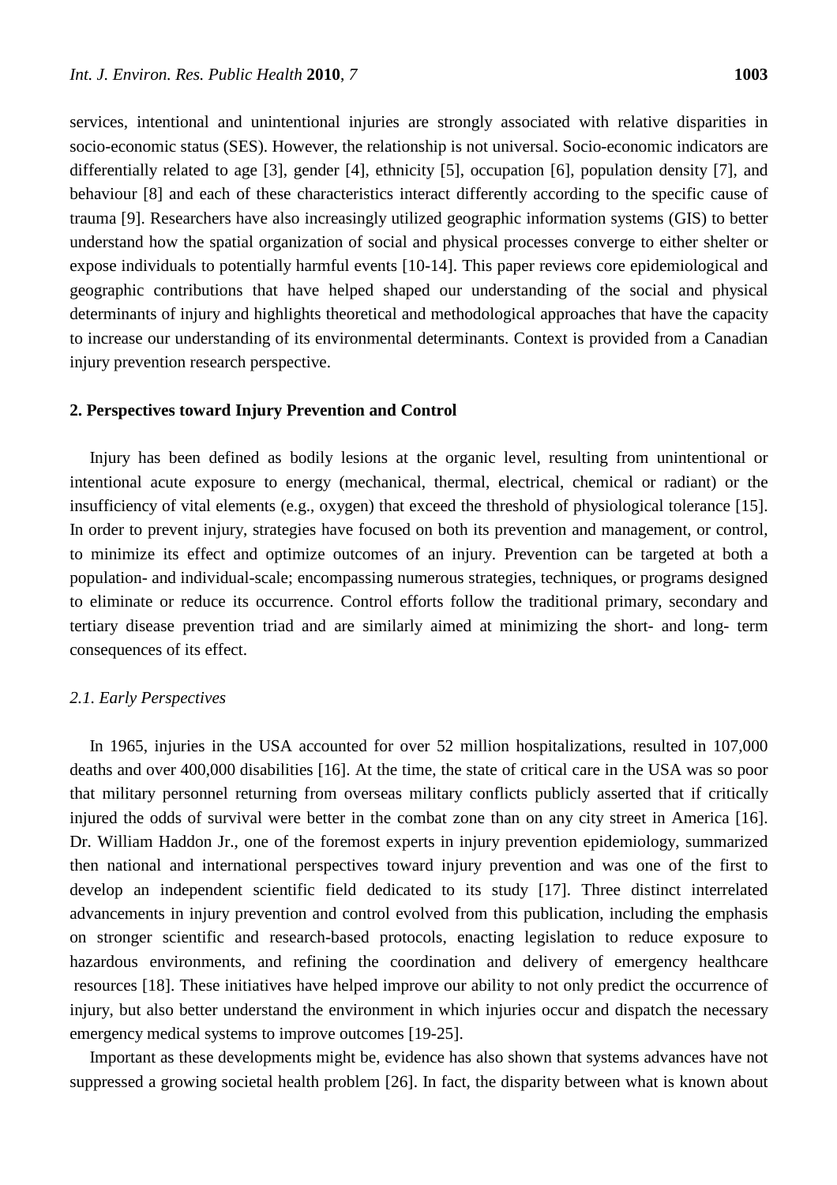services, intentional and unintentional injuries are strongly associated with relative disparities in socio-economic status (SES). However, the relationship is not universal. Socio-economic indicators are differentially related to age [3], gender [4], ethnicity [5], occupation [6], population density [7], and behaviour [8] and each of these characteristics interact differently according to the specific cause of trauma [9]. Researchers have also increasingly utilized geographic information systems (GIS) to better understand how the spatial organization of social and physical processes converge to either shelter or expose individuals to potentially harmful events [10-14]. This paper reviews core epidemiological and geographic contributions that have helped shaped our understanding of the social and physical determinants of injury and highlights theoretical and methodological approaches that have the capacity to increase our understanding of its environmental determinants. Context is provided from a Canadian injury prevention research perspective.

## 2. Perspectives toward Injury Prevention and Control

Injury has been defined as bodily lesions at the organic level, resulting from unintentional or intentional acute exposure to energy (mechanical, thermal, electrical, chemical or radiant) or the insufficiency of vital elements (e.g., oxygen) that exceed the threshold of physiological tolerance [15]. In order to prevent injury, strategies have focused on both its prevention and management, or control, to minimize its effect and optimize outcomes of an injury. Prevention can be targeted at both a population- and individual-scale; encompassing numerous strategies, techniques, or programs designed to eliminate or reduce its occurrence. Control efforts follow the traditional primary, secondary and tertiary disease prevention triad and are similarly aimed at minimizing the short- and long- term consequences of its effect.

### *2.1. Early Perspectives*

In 1965, injuries in the USA accounted for over 52 million hospitalizations, resulted in 107,000 deaths and over 400,000 disabilities [16]. At the time, the state of critical care in the USA was so poor that military personnel returning from overseas military conflicts publicly asserted that if critically injured the odds of survival were better in the combat zone than on any city street in America [16]. Dr. William Haddon Jr., one of the foremost experts in injury prevention epidemiology, summarized then national and international perspectives toward injury prevention and was one of the first to develop an independent scientific field dedicated to its study [17]. Three distinct interrelated advancements in injury prevention and control evolved from this publication, including the emphasis on stronger scientific and research-based protocols, enacting legislation to reduce exposure to hazardous environments, and refining the coordination and delivery of emergency healthcare resources [18]. These initiatives have helped improve our ability to not only predict the occurrence of injury, but also better understand the environment in which injuries occur and dispatch the necessary emergency medical systems to improve outcomes [19-25].

Important as these developments might be, evidence has also shown that systems advances have not suppressed a growing societal health problem [26]. In fact, the disparity between what is known about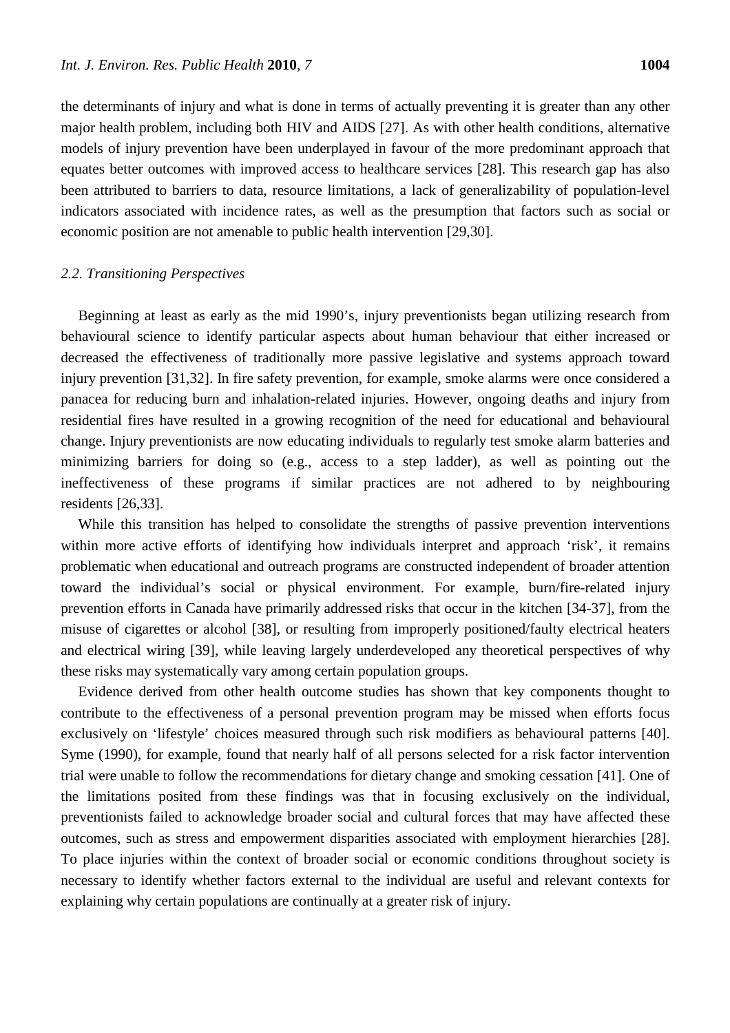the determinants of injury and what is done in terms of actually preventing it is greater than any other major health problem, including both HIV and AIDS [27]. As with other health conditions, alternative models of injury prevention have been underplayed in favour of the more predominant approach that equates better outcomes with improved access to healthcare services [28]. This research gap has also been attributed to barriers to data, resource limitations, a lack of generalizability of population-level indicators associated with incidence rates, as well as the presumption that factors such as social or economic position are not amenable to public health intervention [29,30].

### *2.2. Transitioning Perspectives*

Beginning at least as early as the mid 1990's, injury preventionists began utilizing research from behavioural science to identify particular aspects about human behaviour that either increased or decreased the effectiveness of traditionally more passive legislative and systems approach toward injury prevention [31,32]. In fire safety prevention, for example, smoke alarms were once considered a panacea for reducing burn and inhalation-related injuries. However, ongoing deaths and injury from residential fires have resulted in a growing recognition of the need for educational and behavioural change. Injury preventionists are now educating individuals to regularly test smoke alarm batteries and minimizing barriers for doing so (e.g., access to a step ladder), as well as pointing out the ineffectiveness of these programs if similar practices are not adhered to by neighbouring residents [26,33].

While this transition has helped to consolidate the strengths of passive prevention interventions within more active efforts of identifying how individuals interpret and approach 'risk', it remains problematic when educational and outreach programs are constructed independent of broader attention toward the individual's social or physical environment. For example, burn/fire-related injury prevention efforts in Canada have primarily addressed risks that occur in the kitchen [34-37], from the misuse of cigarettes or alcohol [38], or resulting from improperly positioned/faulty electrical heaters and electrical wiring [39], while leaving largely underdeveloped any theoretical perspectives of why these risks may systematically vary among certain population groups.

Evidence derived from other health outcome studies has shown that key components thought to contribute to the effectiveness of a personal prevention program may be missed when efforts focus exclusively on 'lifestyle' choices measured through such risk modifiers as behavioural patterns [40]. Syme (1990), for example, found that nearly half of all persons selected for a risk factor intervention trial were unable to follow the recommendations for dietary change and smoking cessation [41]. One of the limitations posited from these findings was that in focusing exclusively on the individual, preventionists failed to acknowledge broader social and cultural forces that may have affected these outcomes, such as stress and empowerment disparities associated with employment hierarchies [28]. To place injuries within the context of broader social or economic conditions throughout society is necessary to identify whether factors external to the individual are useful and relevant contexts for explaining why certain populations are continually at a greater risk of injury.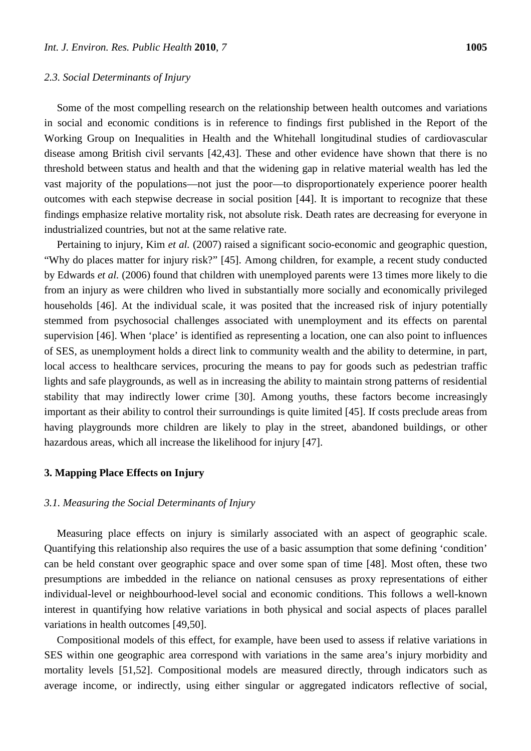### 2.3. Social Determinants of Injury

Some of the most compelling research on the relationship between health outcomes and variations in social and economic conditions is in reference to findings first published in the Report of the Working Group on Inequalities in Health and the Whitehall longitudinal studies of cardiovascular disease among British civil servants [42,43]. These and other evidence have shown that there is no threshold between status and health and that the widening gap in relative material wealth has led the vast majority of the populations—not just the poor—to disproportionately experience poorer health outcomes with each stepwise decrease in social position [44]. It is important to recognize that these findings emphasize relative mortality risk, not absolute risk. Death rates are decreasing for everyone in industrialized countries, but not at the same relative rate.

Pertaining to injury, Kim *et al.* (2007) raised a significant socio-economic and geographic question, "Why do places matter for injury risk?" [45]. Among children, for example, a recent study conducted by Edwards *et al.* (2006) found that children with unemployed parents were 13 times more likely to die from an injury as were children who lived in substantially more socially and economically privileged households [46]. At the individual scale, it was posited that the increased risk of injury potentially stemmed from psychosocial challenges associated with unemployment and its effects on parental supervision [46]. When 'place' is identified as representing a location, one can also point to influences of SES, as unemployment holds a direct link to community wealth and the ability to determine, in part, local access to healthcare services, procuring the means to pay for goods such as pedestrian traffic lights and safe playgrounds, as well as in increasing the ability to maintain strong patterns of residential stability that may indirectly lower crime [30]. Among youths, these factors become increasingly important as their ability to control their surroundings is quite limited [45]. If costs preclude areas from having playgrounds more children are likely to play in the street, abandoned buildings, or other hazardous areas, which all increase the likelihood for injury [47].

## 3. Mapping Place Effects on Injury

### 3.1. Measuring the Social Determinants of Injury

Measuring place effects on injury is similarly associated with an aspect of geographic scale. Quantifying this relationship also requires the use of a basic assumption that some defining 'condition' can be held constant over geographic space and over some span of time [48]. Most often, these two presumptions are imbedded in the reliance on national censuses as proxy representations of either individual-level or neighbourhood-level social and economic conditions. This follows a well-known interest in quantifying how relative variations in both physical and social aspects of places parallel variations in health outcomes [49,50].

Compositional models of this effect, for example, have been used to assess if relative variations in SES within one geographic area correspond with variations in the same area's injury morbidity and mortality levels [51,52]. Compositional models are measured directly, through indicators such as average income, or indirectly, using either singular or aggregated indicators reflective of social,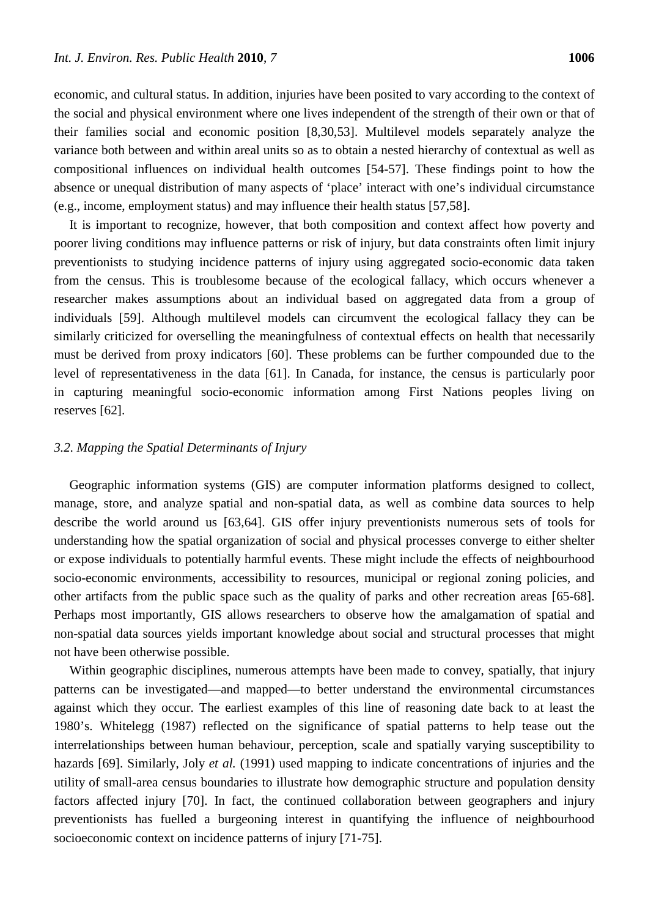economic, and cultural status. In addition, injuries have been posited to vary according to the context of the social and physical environment where one lives independent of the strength of their own or that of their families social and economic position [8,30,53]. Multilevel models separately analyze the variance both between and within areal units so as to obtain a nested hierarchy of contextual as well as compositional influences on individual health outcomes [54-57]. These findings point to how the absence or unequal distribution of many aspects of 'place' interact with one's individual circumstance (e.g., income, employment status) and may influence their health status [57,58].

It is important to recognize, however, that both composition and context affect how poverty and poorer living conditions may influence patterns or risk of injury, but data constraints often limit injury preventionists to studying incidence patterns of injury using aggregated socio-economic data taken from the census. This is troublesome because of the ecological fallacy, which occurs whenever a researcher makes assumptions about an individual based on aggregated data from a group of individuals [59]. Although multilevel models can circumvent the ecological fallacy they can be similarly criticized for overselling the meaningfulness of contextual effects on health that necessarily must be derived from proxy indicators [60]. These problems can be further compounded due to the level of representativeness in the data [61]. In Canada, for instance, the census is particularly poor in capturing meaningful socio-economic information among First Nations peoples living on reserves [62].

### *3.2. Mapping the Spatial Determinants of Injury*

Geographic information systems (GIS) are computer information platforms designed to collect, manage, store, and analyze spatial and non-spatial data, as well as combine data sources to help describe the world around us [63,64]. GIS offer injury preventionists numerous sets of tools for understanding how the spatial organization of social and physical processes converge to either shelter or expose individuals to potentially harmful events. These might include the effects of neighbourhood socio-economic environments, accessibility to resources, municipal or regional zoning policies, and other artifacts from the public space such as the quality of parks and other recreation areas [65-68]. Perhaps most importantly, GIS allows researchers to observe how the amalgamation of spatial and non-spatial data sources yields important knowledge about social and structural processes that might not have been otherwise possible.

Within geographic disciplines, numerous attempts have been made to convey, spatially, that injury patterns can be investigated—and mapped—to better understand the environmental circumstances against which they occur. The earliest examples of this line of reasoning date back to at least the 1980's. Whitelegg (1987) reflected on the significance of spatial patterns to help tease out the interrelationships between human behaviour, perception, scale and spatially varying susceptibility to hazards [69]. Similarly, Joly *et al.* (1991) used mapping to indicate concentrations of injuries and the utility of small-area census boundaries to illustrate how demographic structure and population density factors affected injury [70]. In fact, the continued collaboration between geographers and injury preventionists has fuelled a burgeoning interest in quantifying the influence of neighbourhood socioeconomic context on incidence patterns of injury [71-75].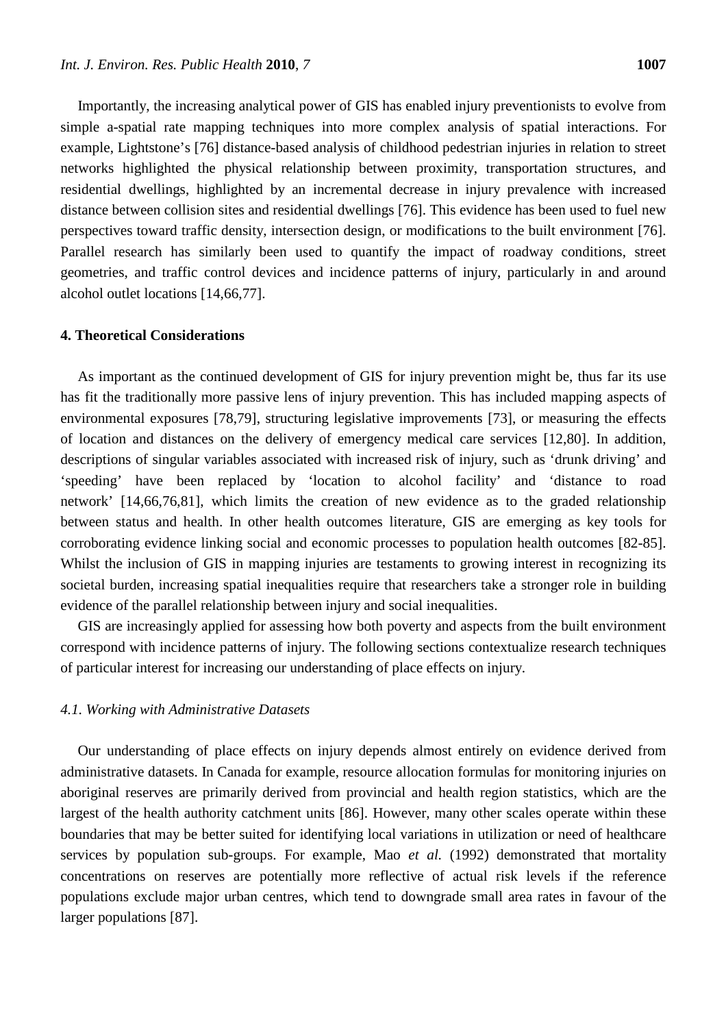Importantly, the increasing analytical power of GIS has enabled injury preventionists to evolve from simple a-spatial rate mapping techniques into more complex analysis of spatial interactions. For example, Lightstone's [76] distance-based analysis of childhood pedestrian injuries in relation to street networks highlighted the physical relationship between proximity, transportation structures, and residential dwellings, highlighted by an incremental decrease in injury prevalence with increased distance between collision sites and residential dwellings [76]. This evidence has been used to fuel new perspectives toward traffic density, intersection design, or modifications to the built environment [76]. Parallel research has similarly been used to quantify the impact of roadway conditions, street geometries, and traffic control devices and incidence patterns of injury, particularly in and around alcohol outlet locations [14,66,77].

## 4. Theoretical Considerations

As important as the continued development of GIS for injury prevention might be, thus far its use has fit the traditionally more passive lens of injury prevention. This has included mapping aspects of environmental exposures [78,79], structuring legislative improvements [73], or measuring the effects of location and distances on the delivery of emergency medical care services [12,80]. In addition, descriptions of singular variables associated with increased risk of injury, such as 'drunk driving' and 'speeding' have been replaced by 'location to alcohol facility' and 'distance to road network' [14,66,76,81], which limits the creation of new evidence as to the graded relationship between status and health. In other health outcomes literature, GIS are emerging as key tools for corroborating evidence linking social and economic processes to population health outcomes [82-85]. Whilst the inclusion of GIS in mapping injuries are testaments to growing interest in recognizing its societal burden, increasing spatial inequalities require that researchers take a stronger role in building evidence of the parallel relationship between injury and social inequalities.

GIS are increasingly applied for assessing how both poverty and aspects from the built environment correspond with incidence patterns of injury. The following sections contextualize research techniques of particular interest for increasing our understanding of place effects on injury.

### *4.1. Working with Administrative Datasets*

Our understanding of place effects on injury depends almost entirely on evidence derived from administrative datasets. In Canada for example, resource allocation formulas for monitoring injuries on aboriginal reserves are primarily derived from provincial and health region statistics, which are the largest of the health authority catchment units [86]. However, many other scales operate within these boundaries that may be better suited for identifying local variations in utilization or need of healthcare services by population sub-groups. For example, Mao *et al.* (1992) demonstrated that mortality concentrations on reserves are potentially more reflective of actual risk levels if the reference populations exclude major urban centres, which tend to downgrade small area rates in favour of the larger populations [87].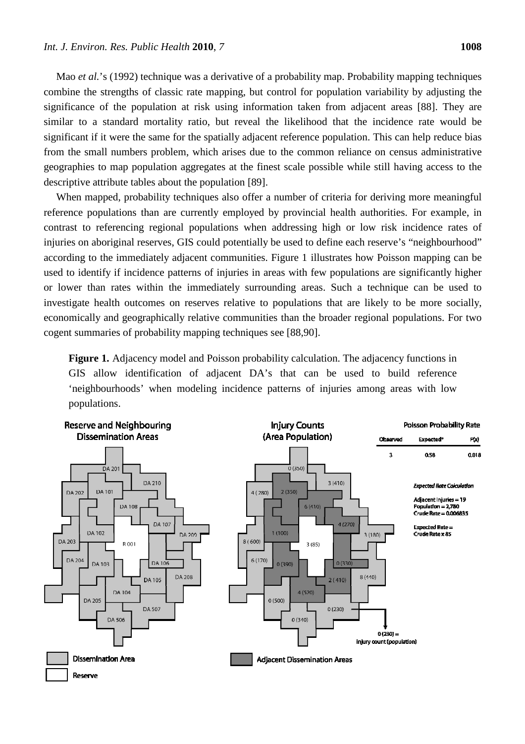Mao *et al.*'s (1992) technique was a derivative of a probability map. Probability mapping techniques combine the strengths of classic rate mapping, but control for population variability by adjusting the significance of the population at risk using information taken from adjacent areas [88]. They are similar to a standard mortality ratio, but reveal the likelihood that the incidence rate would be significant if it were the same for the spatially adjacent reference population. This can help reduce bias from the small numbers problem, which arises due to the common reliance on census administrative geographies to map population aggregates at the finest scale possible while still having access to the descriptive attribute tables about the population [89].

When mapped, probability techniques also offer a number of criteria for deriving more meaningful reference populations than are currently employed by provincial health authorities. For example, in contrast to referencing regional populations when addressing high or low risk incidence rates of injuries on aboriginal reserves, GIS could potentially be used to define each reserve's "neighbourhood" according to the immediately adjacent communities. Figure 1 illustrates how Poisson mapping can be used to identify if incidence patterns of injuries in areas with few populations are significantly higher or lower than rates within the immediately surrounding areas. Such a technique can be used to investigate health outcomes on reserves relative to populations that are likely to be more socially, economically and geographically relative communities than the broader regional populations. For two cogent summaries of probability mapping techniques see [88,90].

**Figure 1.** Adjacency model and Poisson probability calculation. The adjacency functions in GIS allow identification of adjacent DA's that can be used to build reference 'neighbourhoods' when modeling incidence patterns of injuries among areas with low populations.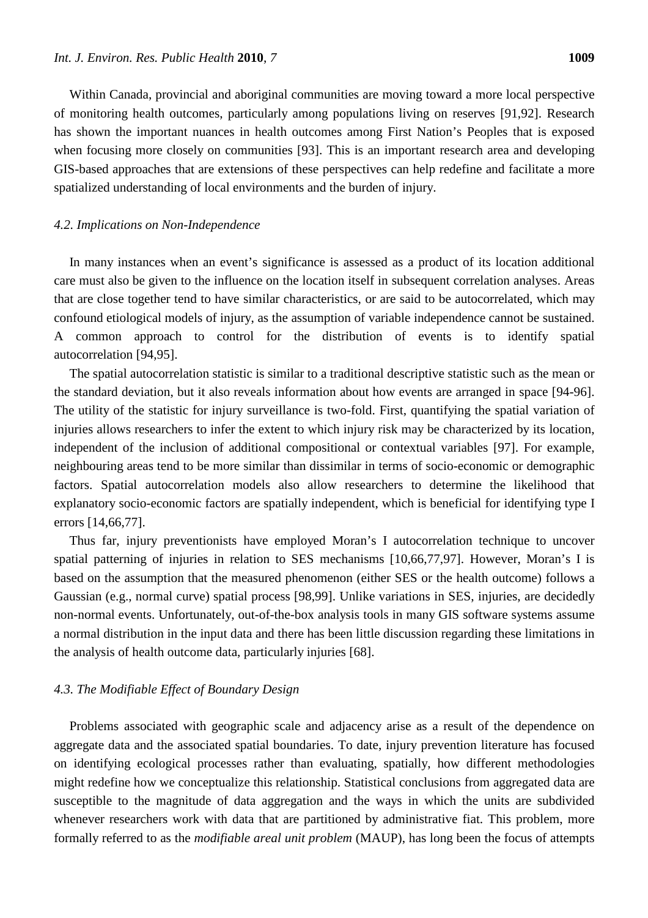Within Canada, provincial and aboriginal communities are moving toward a more local perspective of monitoring health outcomes, particularly among populations living on reserves [91,92]. Research has shown the important nuances in health outcomes among First Nation's Peoples that is exposed when focusing more closely on communities [93]. This is an important research area and developing GIS-based approaches that are extensions of these perspectives can help redefine and facilitate a more spatialized understanding of local environments and the burden of injury.

### *4.2. Implications on Non-Independence*

In many instances when an event's significance is assessed as a product of its location additional care must also be given to the influence on the location itself in subsequent correlation analyses. Areas that are close together tend to have similar characteristics, or are said to be autocorrelated, which may confound etiological models of injury, as the assumption of variable independence cannot be sustained. A common approach to control for the distribution of events is to identify spatial autocorrelation [94,95].

The spatial autocorrelation statistic is similar to a traditional descriptive statistic such as the mean or the standard deviation, but it also reveals information about how events are arranged in space [94-96]. The utility of the statistic for injury surveillance is two-fold. First, quantifying the spatial variation of injuries allows researchers to infer the extent to which injury risk may be characterized by its location, independent of the inclusion of additional compositional or contextual variables [97]. For example, neighbouring areas tend to be more similar than dissimilar in terms of socio-economic or demographic factors. Spatial autocorrelation models also allow researchers to determine the likelihood that explanatory socio-economic factors are spatially independent, which is beneficial for identifying type I errors [14,66,77].

Thus far, injury preventionists have employed Moran's I autocorrelation technique to uncover spatial patterning of injuries in relation to SES mechanisms [10,66,77,97]. However, Moran's I is based on the assumption that the measured phenomenon (either SES or the health outcome) follows a Gaussian (e.g., normal curve) spatial process [98,99]. Unlike variations in SES, injuries, are decidedly non-normal events. Unfortunately, out-of-the-box analysis tools in many GIS software systems assume a normal distribution in the input data and there has been little discussion regarding these limitations in the analysis of health outcome data, particularly injuries [68].

### *4.3. The Modifiable Effect of Boundary Design*

Problems associated with geographic scale and adjacency arise as a result of the dependence on aggregate data and the associated spatial boundaries. To date, injury prevention literature has focused on identifying ecological processes rather than evaluating, spatially, how different methodologies might redefine how we conceptualize this relationship. Statistical conclusions from aggregated data are susceptible to the magnitude of data aggregation and the ways in which the units are subdivided whenever researchers work with data that are partitioned by administrative fiat. This problem, more formally referred to as the *modifiable areal unit problem* (MAUP), has long been the focus of attempts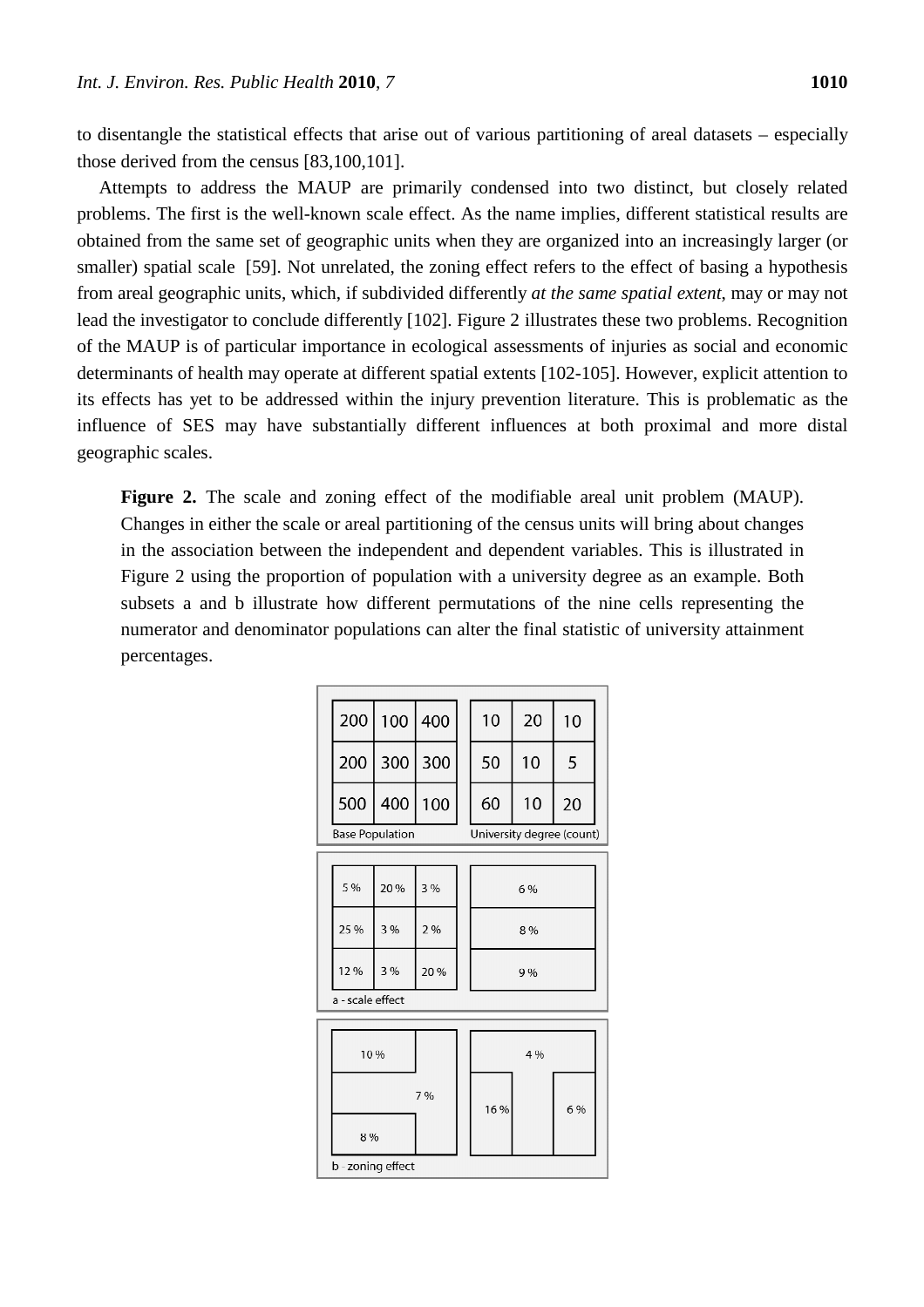to disentangle the statistical effects that arise out of various partitioning of areal datasets – especially those derived from the census [83,100,101].

Attempts to address the MAUP are primarily condensed into two distinct, but closely related problems. The first is the well-known scale effect. As the name implies, different statistical results are obtained from the same set of geographic units when they are organized into an increasingly larger (or smaller) spatial scale [59]. Not unrelated, the zoning effect refers to the effect of basing a hypothesis from areal geographic units, which, if subdivided differently *at the same spatial extent*, may or may not lead the investigator to conclude differently [102]. Figure 2 illustrates these two problems. Recognition of the MAUP is of particular importance in ecological assessments of injuries as social and economic determinants of health may operate at different spatial extents [102-105]. However, explicit attention to its effects has yet to be addressed within the injury prevention literature. This is problematic as the influence of SES may have substantially different influences at both proximal and more distal geographic scales.

**Figure 2.** The scale and zoning effect of the modifiable areal unit problem (MAUP). Changes in either the scale or areal partitioning of the census units will bring about changes in the association between the independent and dependent variables. This is illustrated in Figure 2 using the proportion of population with a university degree as an example. Both subsets a and b illustrate how different permutations of the nine cells representing the numerator and denominator populations can alter the final statistic of university attainment percentages.

| 200 | 100 | 400 |
|---|---|---|
| 200 | 300 | 300 |
| 500 | 400 | 100 |

Base Population

| 10 | 20 | 10 |
|---|---|---|
| 50 | 10 | 5 |
| 60 | 10 | 20 |

University degree (count)

| 5 % | 20 % | 3 % |
|---|---|---|
| 25 % | 3 % | 2 % |
| 12 % | 3 % | 20 % |

| |
|---|
| 6 % |
| 8 % |
| 9 % |

a - scale effect

10 %, 7 %, 8 % | 4 %, 16 %, 6 %

b - zoning effect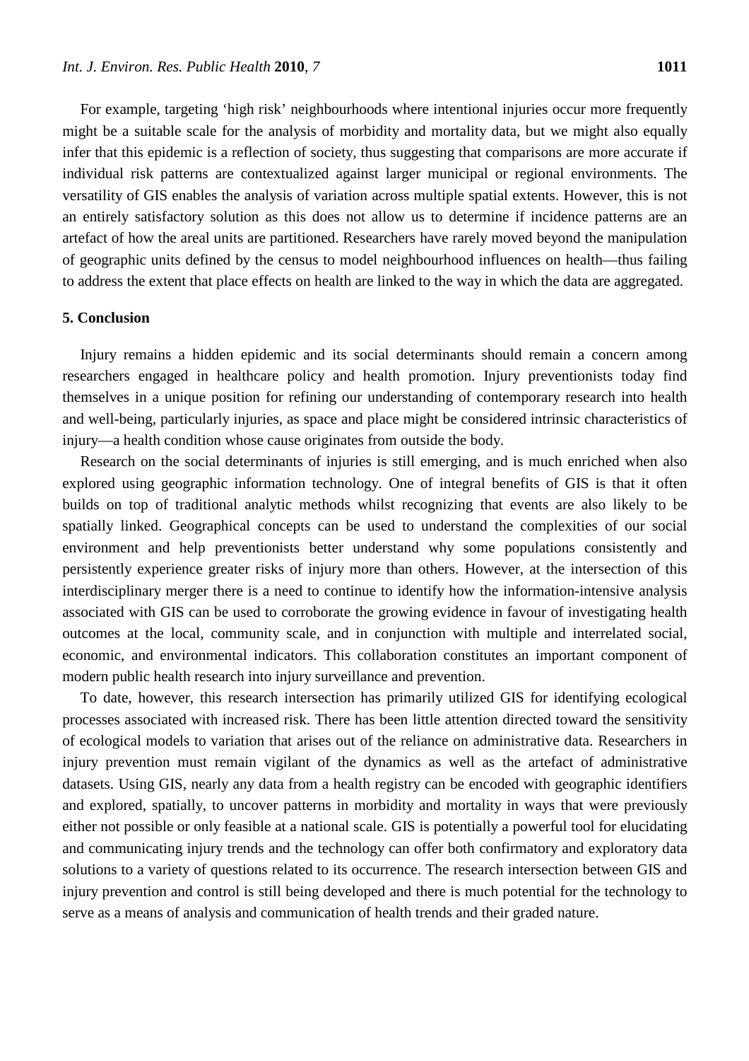For example, targeting 'high risk' neighbourhoods where intentional injuries occur more frequently might be a suitable scale for the analysis of morbidity and mortality data, but we might also equally infer that this epidemic is a reflection of society, thus suggesting that comparisons are more accurate if individual risk patterns are contextualized against larger municipal or regional environments. The versatility of GIS enables the analysis of variation across multiple spatial extents. However, this is not an entirely satisfactory solution as this does not allow us to determine if incidence patterns are an artefact of how the areal units are partitioned. Researchers have rarely moved beyond the manipulation of geographic units defined by the census to model neighbourhood influences on health—thus failing to address the extent that place effects on health are linked to the way in which the data are aggregated.

## 5. Conclusion

Injury remains a hidden epidemic and its social determinants should remain a concern among researchers engaged in healthcare policy and health promotion. Injury preventionists today find themselves in a unique position for refining our understanding of contemporary research into health and well-being, particularly injuries, as space and place might be considered intrinsic characteristics of injury—a health condition whose cause originates from outside the body.

Research on the social determinants of injuries is still emerging, and is much enriched when also explored using geographic information technology. One of integral benefits of GIS is that it often builds on top of traditional analytic methods whilst recognizing that events are also likely to be spatially linked. Geographical concepts can be used to understand the complexities of our social environment and help preventionists better understand why some populations consistently and persistently experience greater risks of injury more than others. However, at the intersection of this interdisciplinary merger there is a need to continue to identify how the information-intensive analysis associated with GIS can be used to corroborate the growing evidence in favour of investigating health outcomes at the local, community scale, and in conjunction with multiple and interrelated social, economic, and environmental indicators. This collaboration constitutes an important component of modern public health research into injury surveillance and prevention.

To date, however, this research intersection has primarily utilized GIS for identifying ecological processes associated with increased risk. There has been little attention directed toward the sensitivity of ecological models to variation that arises out of the reliance on administrative data. Researchers in injury prevention must remain vigilant of the dynamics as well as the artefact of administrative datasets. Using GIS, nearly any data from a health registry can be encoded with geographic identifiers and explored, spatially, to uncover patterns in morbidity and mortality in ways that were previously either not possible or only feasible at a national scale. GIS is potentially a powerful tool for elucidating and communicating injury trends and the technology can offer both confirmatory and exploratory data solutions to a variety of questions related to its occurrence. The research intersection between GIS and injury prevention and control is still being developed and there is much potential for the technology to serve as a means of analysis and communication of health trends and their graded nature.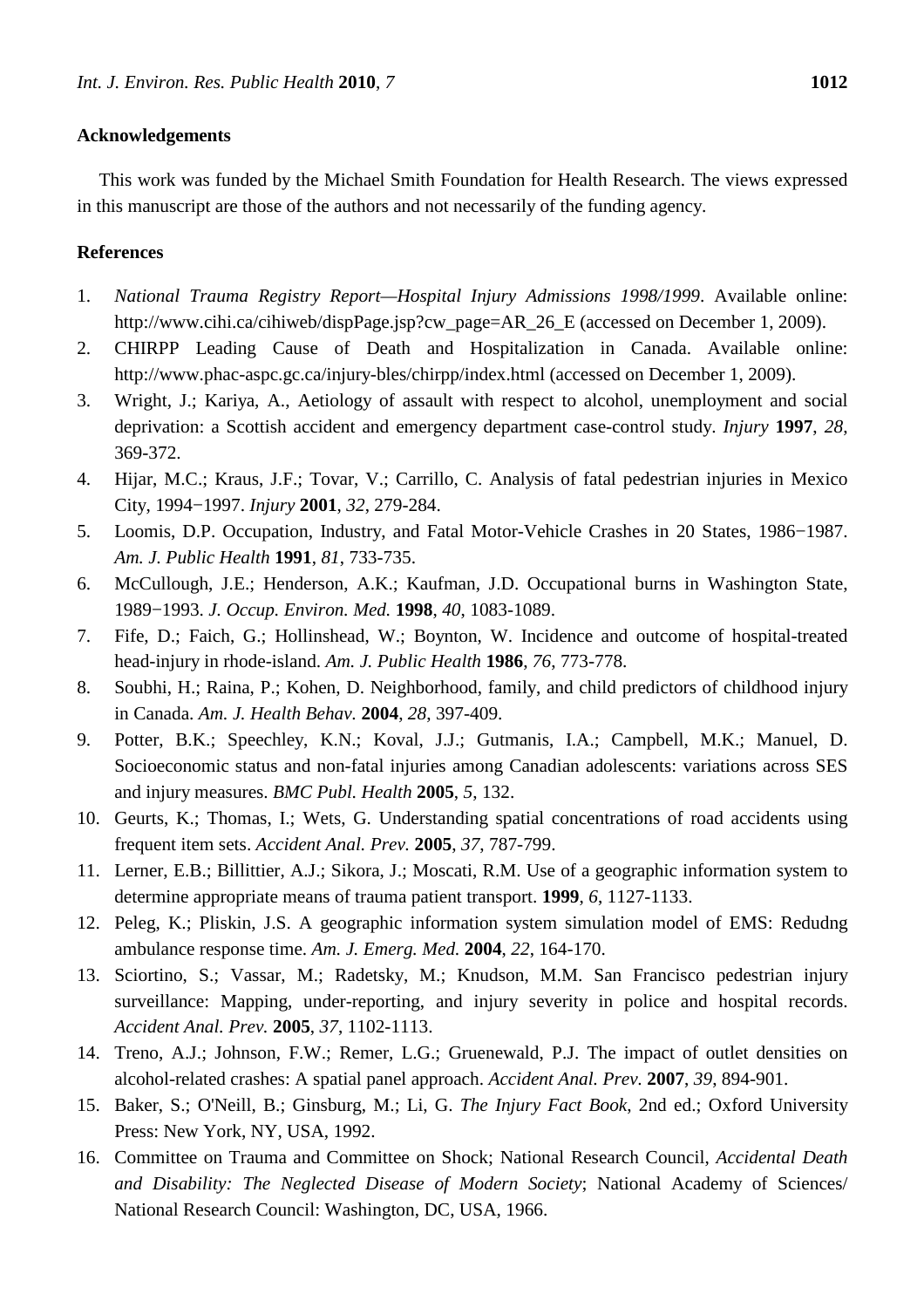## Acknowledgements

This work was funded by the Michael Smith Foundation for Health Research. The views expressed in this manuscript are those of the authors and not necessarily of the funding agency.

## References

1. *National Trauma Registry Report—Hospital Injury Admissions 1998/1999*. Available online: http://www.cihi.ca/cihiweb/dispPage.jsp?cw_page=AR_26_E (accessed on December 1, 2009).
2. CHIRPP Leading Cause of Death and Hospitalization in Canada. Available online: http://www.phac-aspc.gc.ca/injury-bles/chirpp/index.html (accessed on December 1, 2009).
3. Wright, J.; Kariya, A., Aetiology of assault with respect to alcohol, unemployment and social deprivation: a Scottish accident and emergency department case-control study. *Injury* **1997**, *28*, 369-372.
4. Hijar, M.C.; Kraus, J.F.; Tovar, V.; Carrillo, C. Analysis of fatal pedestrian injuries in Mexico City, 1994−1997. *Injury* **2001**, *32*, 279-284.
5. Loomis, D.P. Occupation, Industry, and Fatal Motor-Vehicle Crashes in 20 States, 1986−1987. *Am. J. Public Health* **1991**, *81*, 733-735.
6. McCullough, J.E.; Henderson, A.K.; Kaufman, J.D. Occupational burns in Washington State, 1989−1993. *J. Occup. Environ. Med.* **1998**, *40*, 1083-1089.
7. Fife, D.; Faich, G.; Hollinshead, W.; Boynton, W. Incidence and outcome of hospital-treated head-injury in rhode-island. *Am. J. Public Health* **1986**, *76*, 773-778.
8. Soubhi, H.; Raina, P.; Kohen, D. Neighborhood, family, and child predictors of childhood injury in Canada. *Am. J. Health Behav.* **2004**, *28*, 397-409.
9. Potter, B.K.; Speechley, K.N.; Koval, J.J.; Gutmanis, I.A.; Campbell, M.K.; Manuel, D. Socioeconomic status and non-fatal injuries among Canadian adolescents: variations across SES and injury measures. *BMC Publ. Health* **2005**, *5*, 132.
10. Geurts, K.; Thomas, I.; Wets, G. Understanding spatial concentrations of road accidents using frequent item sets. *Accident Anal. Prev.* **2005**, *37*, 787-799.
11. Lerner, E.B.; Billittier, A.J.; Sikora, J.; Moscati, R.M. Use of a geographic information system to determine appropriate means of trauma patient transport. **1999**, *6*, 1127-1133.
12. Peleg, K.; Pliskin, J.S. A geographic information system simulation model of EMS: Redudng ambulance response time. *Am. J. Emerg. Med.* **2004**, *22*, 164-170.
13. Sciortino, S.; Vassar, M.; Radetsky, M.; Knudson, M.M. San Francisco pedestrian injury surveillance: Mapping, under-reporting, and injury severity in police and hospital records. *Accident Anal. Prev.* **2005**, *37*, 1102-1113.
14. Treno, A.J.; Johnson, F.W.; Remer, L.G.; Gruenewald, P.J. The impact of outlet densities on alcohol-related crashes: A spatial panel approach. *Accident Anal. Prev.* **2007**, *39*, 894-901.
15. Baker, S.; O'Neill, B.; Ginsburg, M.; Li, G. *The Injury Fact Book*, 2nd ed.; Oxford University Press: New York, NY, USA, 1992.
16. Committee on Trauma and Committee on Shock; National Research Council, *Accidental Death and Disability: The Neglected Disease of Modern Society*; National Academy of Sciences/ National Research Council: Washington, DC, USA, 1966.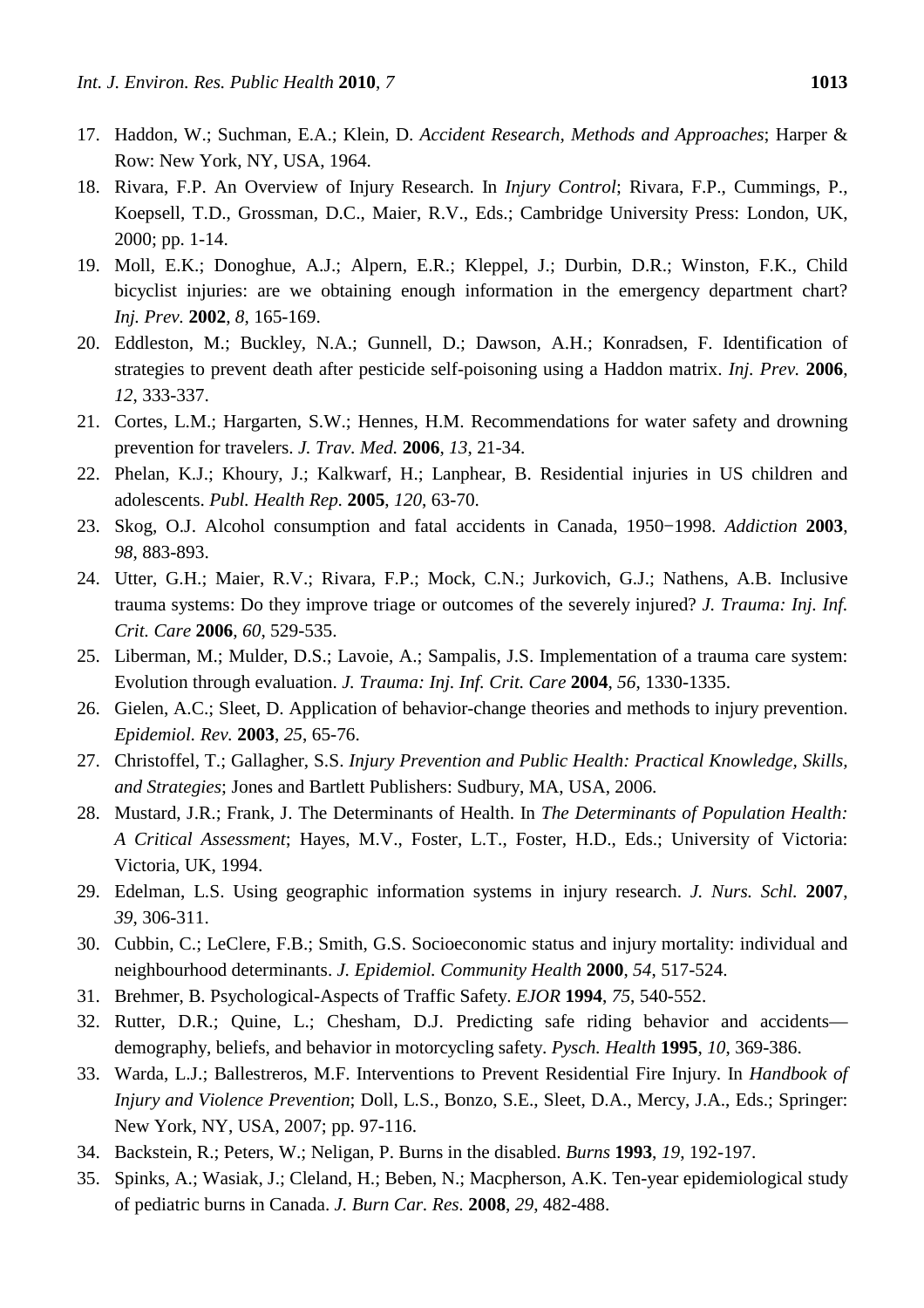17. Haddon, W.; Suchman, E.A.; Klein, D. *Accident Research, Methods and Approaches*; Harper & Row: New York, NY, USA, 1964.
18. Rivara, F.P. An Overview of Injury Research. In *Injury Control*; Rivara, F.P., Cummings, P., Koepsell, T.D., Grossman, D.C., Maier, R.V., Eds.; Cambridge University Press: London, UK, 2000; pp. 1-14.
19. Moll, E.K.; Donoghue, A.J.; Alpern, E.R.; Kleppel, J.; Durbin, D.R.; Winston, F.K., Child bicyclist injuries: are we obtaining enough information in the emergency department chart? *Inj. Prev.* **2002**, *8*, 165-169.
20. Eddleston, M.; Buckley, N.A.; Gunnell, D.; Dawson, A.H.; Konradsen, F. Identification of strategies to prevent death after pesticide self-poisoning using a Haddon matrix. *Inj. Prev.* **2006**, *12*, 333-337.
21. Cortes, L.M.; Hargarten, S.W.; Hennes, H.M. Recommendations for water safety and drowning prevention for travelers. *J. Trav. Med.* **2006**, *13*, 21-34.
22. Phelan, K.J.; Khoury, J.; Kalkwarf, H.; Lanphear, B. Residential injuries in US children and adolescents. *Publ. Health Rep.* **2005**, *120*, 63-70.
23. Skog, O.J. Alcohol consumption and fatal accidents in Canada, 1950−1998. *Addiction* **2003**, *98*, 883-893.
24. Utter, G.H.; Maier, R.V.; Rivara, F.P.; Mock, C.N.; Jurkovich, G.J.; Nathens, A.B. Inclusive trauma systems: Do they improve triage or outcomes of the severely injured? *J. Trauma: Inj. Inf. Crit. Care* **2006**, *60*, 529-535.
25. Liberman, M.; Mulder, D.S.; Lavoie, A.; Sampalis, J.S. Implementation of a trauma care system: Evolution through evaluation. *J. Trauma: Inj. Inf. Crit. Care* **2004**, *56*, 1330-1335.
26. Gielen, A.C.; Sleet, D. Application of behavior-change theories and methods to injury prevention. *Epidemiol. Rev.* **2003**, *25*, 65-76.
27. Christoffel, T.; Gallagher, S.S. *Injury Prevention and Public Health: Practical Knowledge, Skills, and Strategies*; Jones and Bartlett Publishers: Sudbury, MA, USA, 2006.
28. Mustard, J.R.; Frank, J. The Determinants of Health. In *The Determinants of Population Health: A Critical Assessment*; Hayes, M.V., Foster, L.T., Foster, H.D., Eds.; University of Victoria: Victoria, UK, 1994.
29. Edelman, L.S. Using geographic information systems in injury research. *J. Nurs. Schl.* **2007**, *39*, 306-311.
30. Cubbin, C.; LeClere, F.B.; Smith, G.S. Socioeconomic status and injury mortality: individual and neighbourhood determinants. *J. Epidemiol. Community Health* **2000**, *54*, 517-524.
31. Brehmer, B. Psychological-Aspects of Traffic Safety. *EJOR* **1994**, *75*, 540-552.
32. Rutter, D.R.; Quine, L.; Chesham, D.J. Predicting safe riding behavior and accidents—demography, beliefs, and behavior in motorcycling safety. *Pysch. Health* **1995**, *10*, 369-386.
33. Warda, L.J.; Ballestreros, M.F. Interventions to Prevent Residential Fire Injury. In *Handbook of Injury and Violence Prevention*; Doll, L.S., Bonzo, S.E., Sleet, D.A., Mercy, J.A., Eds.; Springer: New York, NY, USA, 2007; pp. 97-116.
34. Backstein, R.; Peters, W.; Neligan, P. Burns in the disabled. *Burns* **1993**, *19*, 192-197.
35. Spinks, A.; Wasiak, J.; Cleland, H.; Beben, N.; Macpherson, A.K. Ten-year epidemiological study of pediatric burns in Canada. *J. Burn Car. Res.* **2008**, *29*, 482-488.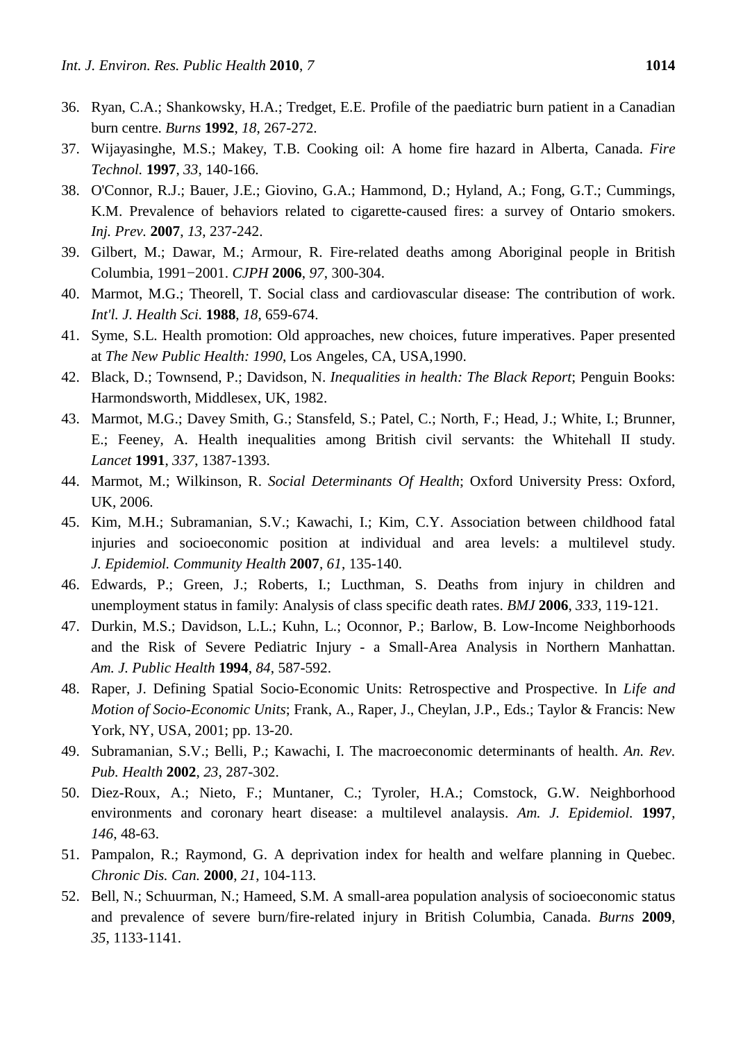36. Ryan, C.A.; Shankowsky, H.A.; Tredget, E.E. Profile of the paediatric burn patient in a Canadian burn centre. *Burns* **1992**, *18*, 267-272.
37. Wijayasinghe, M.S.; Makey, T.B. Cooking oil: A home fire hazard in Alberta, Canada. *Fire Technol.* **1997**, *33*, 140-166.
38. O'Connor, R.J.; Bauer, J.E.; Giovino, G.A.; Hammond, D.; Hyland, A.; Fong, G.T.; Cummings, K.M. Prevalence of behaviors related to cigarette-caused fires: a survey of Ontario smokers. *Inj. Prev.* **2007**, *13*, 237-242.
39. Gilbert, M.; Dawar, M.; Armour, R. Fire-related deaths among Aboriginal people in British Columbia, 1991−2001. *CJPH* **2006**, *97*, 300-304.
40. Marmot, M.G.; Theorell, T. Social class and cardiovascular disease: The contribution of work. *Int'l. J. Health Sci.* **1988**, *18*, 659-674.
41. Syme, S.L. Health promotion: Old approaches, new choices, future imperatives. Paper presented at *The New Public Health: 1990*, Los Angeles, CA, USA,1990.
42. Black, D.; Townsend, P.; Davidson, N. *Inequalities in health: The Black Report*; Penguin Books: Harmondsworth, Middlesex, UK, 1982.
43. Marmot, M.G.; Davey Smith, G.; Stansfeld, S.; Patel, C.; North, F.; Head, J.; White, I.; Brunner, E.; Feeney, A. Health inequalities among British civil servants: the Whitehall II study. *Lancet* **1991**, *337*, 1387-1393.
44. Marmot, M.; Wilkinson, R. *Social Determinants Of Health*; Oxford University Press: Oxford, UK, 2006.
45. Kim, M.H.; Subramanian, S.V.; Kawachi, I.; Kim, C.Y. Association between childhood fatal injuries and socioeconomic position at individual and area levels: a multilevel study. *J. Epidemiol. Community Health* **2007**, *61*, 135-140.
46. Edwards, P.; Green, J.; Roberts, I.; Lucthman, S. Deaths from injury in children and unemployment status in family: Analysis of class specific death rates. *BMJ* **2006**, *333*, 119-121.
47. Durkin, M.S.; Davidson, L.L.; Kuhn, L.; Oconnor, P.; Barlow, B. Low-Income Neighborhoods and the Risk of Severe Pediatric Injury - a Small-Area Analysis in Northern Manhattan. *Am. J. Public Health* **1994**, *84*, 587-592.
48. Raper, J. Defining Spatial Socio-Economic Units: Retrospective and Prospective. In *Life and Motion of Socio-Economic Units*; Frank, A., Raper, J., Cheylan, J.P., Eds.; Taylor & Francis: New York, NY, USA, 2001; pp. 13-20.
49. Subramanian, S.V.; Belli, P.; Kawachi, I. The macroeconomic determinants of health. *An. Rev. Pub. Health* **2002**, *23*, 287-302.
50. Diez-Roux, A.; Nieto, F.; Muntaner, C.; Tyroler, H.A.; Comstock, G.W. Neighborhood environments and coronary heart disease: a multilevel analaysis. *Am. J. Epidemiol.* **1997**, *146*, 48-63.
51. Pampalon, R.; Raymond, G. A deprivation index for health and welfare planning in Quebec. *Chronic Dis. Can.* **2000**, *21*, 104-113.
52. Bell, N.; Schuurman, N.; Hameed, S.M. A small-area population analysis of socioeconomic status and prevalence of severe burn/fire-related injury in British Columbia, Canada. *Burns* **2009**, *35*, 1133-1141.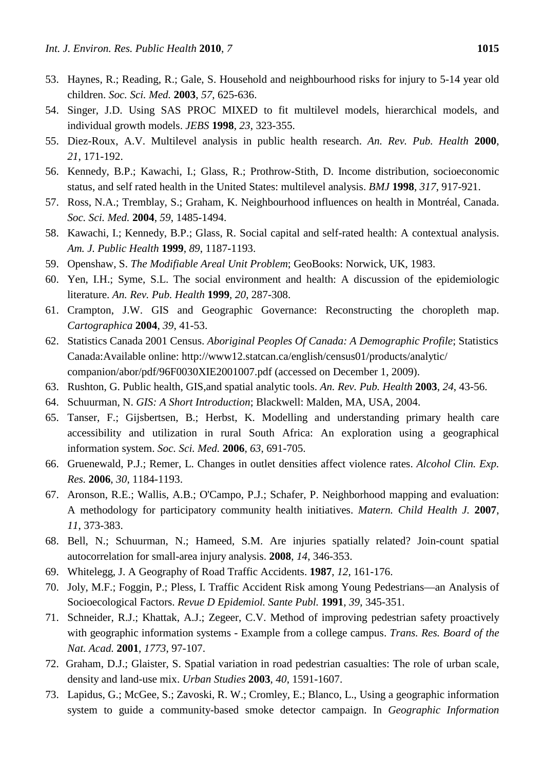53. Haynes, R.; Reading, R.; Gale, S. Household and neighbourhood risks for injury to 5-14 year old children. *Soc. Sci. Med.* **2003**, *57*, 625-636.
54. Singer, J.D. Using SAS PROC MIXED to fit multilevel models, hierarchical models, and individual growth models. *JEBS* **1998**, *23*, 323-355.
55. Diez-Roux, A.V. Multilevel analysis in public health research. *An. Rev. Pub. Health* **2000**, *21*, 171-192.
56. Kennedy, B.P.; Kawachi, I.; Glass, R.; Prothrow-Stith, D. Income distribution, socioeconomic status, and self rated health in the United States: multilevel analysis. *BMJ* **1998**, *317*, 917-921.
57. Ross, N.A.; Tremblay, S.; Graham, K. Neighbourhood influences on health in Montréal, Canada. *Soc. Sci. Med.* **2004**, *59*, 1485-1494.
58. Kawachi, I.; Kennedy, B.P.; Glass, R. Social capital and self-rated health: A contextual analysis. *Am. J. Public Health* **1999**, *89*, 1187-1193.
59. Openshaw, S. *The Modifiable Areal Unit Problem*; GeoBooks: Norwick, UK, 1983.
60. Yen, I.H.; Syme, S.L. The social environment and health: A discussion of the epidemiologic literature. *An. Rev. Pub. Health* **1999**, *20*, 287-308.
61. Crampton, J.W. GIS and Geographic Governance: Reconstructing the choropleth map. *Cartographica* **2004**, *39*, 41-53.
62. Statistics Canada 2001 Census. *Aboriginal Peoples Of Canada: A Demographic Profile*; Statistics Canada:Available online: http://www12.statcan.ca/english/census01/products/analytic/companion/abor/pdf/96F0030XIE2001007.pdf (accessed on December 1, 2009).
63. Rushton, G. Public health, GIS,and spatial analytic tools. *An. Rev. Pub. Health* **2003**, *24*, 43-56.
64. Schuurman, N. *GIS: A Short Introduction*; Blackwell: Malden, MA, USA, 2004.
65. Tanser, F.; Gijsbertsen, B.; Herbst, K. Modelling and understanding primary health care accessibility and utilization in rural South Africa: An exploration using a geographical information system. *Soc. Sci. Med.* **2006**, *63*, 691-705.
66. Gruenewald, P.J.; Remer, L. Changes in outlet densities affect violence rates. *Alcohol Clin. Exp. Res.* **2006**, *30*, 1184-1193.
67. Aronson, R.E.; Wallis, A.B.; O'Campo, P.J.; Schafer, P. Neighborhood mapping and evaluation: A methodology for participatory community health initiatives. *Matern. Child Health J.* **2007**, *11*, 373-383.
68. Bell, N.; Schuurman, N.; Hameed, S.M. Are injuries spatially related? Join-count spatial autocorrelation for small-area injury analysis. **2008**, *14*, 346-353.
69. Whitelegg, J. A Geography of Road Traffic Accidents. **1987**, *12*, 161-176.
70. Joly, M.F.; Foggin, P.; Pless, I. Traffic Accident Risk among Young Pedestrians—an Analysis of Socioecological Factors. *Revue D Epidemiol. Sante Publ.* **1991**, *39*, 345-351.
71. Schneider, R.J.; Khattak, A.J.; Zegeer, C.V. Method of improving pedestrian safety proactively with geographic information systems - Example from a college campus. *Trans. Res. Board of the Nat. Acad.* **2001**, *1773*, 97-107.
72. Graham, D.J.; Glaister, S. Spatial variation in road pedestrian casualties: The role of urban scale, density and land-use mix. *Urban Studies* **2003**, *40*, 1591-1607.
73. Lapidus, G.; McGee, S.; Zavoski, R. W.; Cromley, E.; Blanco, L., Using a geographic information system to guide a community-based smoke detector campaign. In *Geographic Information*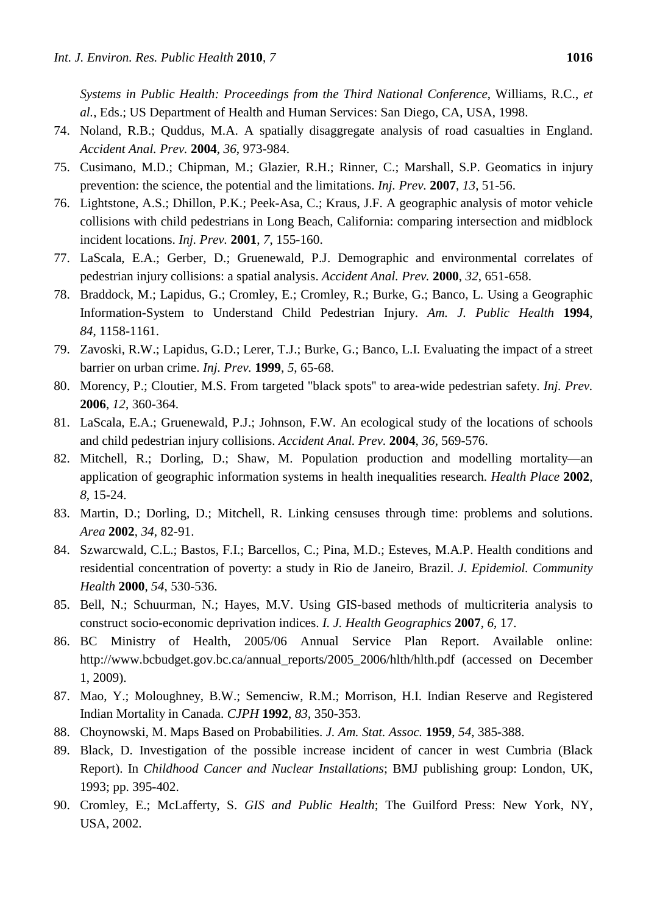*Systems in Public Health: Proceedings from the Third National Conference*, Williams, R.C., *et al.*, Eds.; US Department of Health and Human Services: San Diego, CA, USA, 1998.

74. Noland, R.B.; Quddus, M.A. A spatially disaggregate analysis of road casualties in England. *Accident Anal. Prev.* **2004**, *36*, 973-984.
75. Cusimano, M.D.; Chipman, M.; Glazier, R.H.; Rinner, C.; Marshall, S.P. Geomatics in injury prevention: the science, the potential and the limitations. *Inj. Prev.* **2007**, *13*, 51-56.
76. Lightstone, A.S.; Dhillon, P.K.; Peek-Asa, C.; Kraus, J.F. A geographic analysis of motor vehicle collisions with child pedestrians in Long Beach, California: comparing intersection and midblock incident locations. *Inj. Prev.* **2001**, *7*, 155-160.
77. LaScala, E.A.; Gerber, D.; Gruenewald, P.J. Demographic and environmental correlates of pedestrian injury collisions: a spatial analysis. *Accident Anal. Prev.* **2000**, *32*, 651-658.
78. Braddock, M.; Lapidus, G.; Cromley, E.; Cromley, R.; Burke, G.; Banco, L. Using a Geographic Information-System to Understand Child Pedestrian Injury. *Am. J. Public Health* **1994**, *84*, 1158-1161.
79. Zavoski, R.W.; Lapidus, G.D.; Lerer, T.J.; Burke, G.; Banco, L.I. Evaluating the impact of a street barrier on urban crime. *Inj. Prev.* **1999**, *5*, 65-68.
80. Morency, P.; Cloutier, M.S. From targeted "black spots" to area-wide pedestrian safety. *Inj. Prev.* **2006**, *12*, 360-364.
81. LaScala, E.A.; Gruenewald, P.J.; Johnson, F.W. An ecological study of the locations of schools and child pedestrian injury collisions. *Accident Anal. Prev.* **2004**, *36*, 569-576.
82. Mitchell, R.; Dorling, D.; Shaw, M. Population production and modelling mortality—an application of geographic information systems in health inequalities research. *Health Place* **2002**, *8*, 15-24.
83. Martin, D.; Dorling, D.; Mitchell, R. Linking censuses through time: problems and solutions. *Area* **2002**, *34*, 82-91.
84. Szwarcwald, C.L.; Bastos, F.I.; Barcellos, C.; Pina, M.D.; Esteves, M.A.P. Health conditions and residential concentration of poverty: a study in Rio de Janeiro, Brazil. *J. Epidemiol. Community Health* **2000**, *54*, 530-536.
85. Bell, N.; Schuurman, N.; Hayes, M.V. Using GIS-based methods of multicriteria analysis to construct socio-economic deprivation indices. *I. J. Health Geographics* **2007**, *6*, 17.
86. BC Ministry of Health, 2005/06 Annual Service Plan Report. Available online: http://www.bcbudget.gov.bc.ca/annual_reports/2005_2006/hlth/hlth.pdf (accessed on December 1, 2009).
87. Mao, Y.; Moloughney, B.W.; Semenciw, R.M.; Morrison, H.I. Indian Reserve and Registered Indian Mortality in Canada. *CJPH* **1992**, *83*, 350-353.
88. Choynowski, M. Maps Based on Probabilities. *J. Am. Stat. Assoc.* **1959**, *54*, 385-388.
89. Black, D. Investigation of the possible increase incident of cancer in west Cumbria (Black Report). In *Childhood Cancer and Nuclear Installations*; BMJ publishing group: London, UK, 1993; pp. 395-402.
90. Cromley, E.; McLafferty, S. *GIS and Public Health*; The Guilford Press: New York, NY, USA, 2002.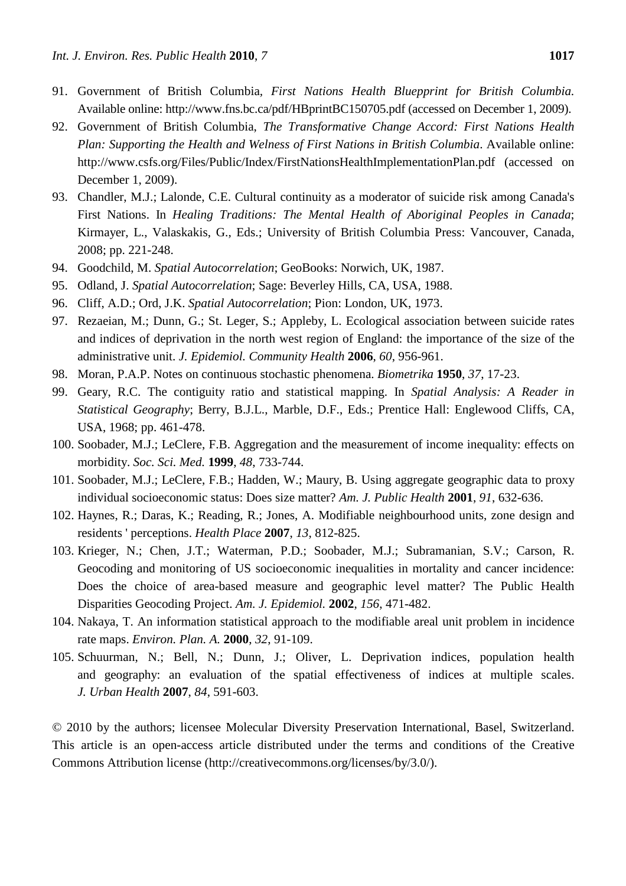91. Government of British Columbia, *First Nations Health Bluepprint for British Columbia.* Available online: http://www.fns.bc.ca/pdf/HBprintBC150705.pdf (accessed on December 1, 2009).
92. Government of British Columbia, *The Transformative Change Accord: First Nations Health Plan: Supporting the Health and Welness of First Nations in British Columbia*. Available online: http://www.csfs.org/Files/Public/Index/FirstNationsHealthImplementationPlan.pdf (accessed on December 1, 2009).
93. Chandler, M.J.; Lalonde, C.E. Cultural continuity as a moderator of suicide risk among Canada's First Nations. In *Healing Traditions: The Mental Health of Aboriginal Peoples in Canada*; Kirmayer, L., Valaskakis, G., Eds.; University of British Columbia Press: Vancouver, Canada, 2008; pp. 221-248.
94. Goodchild, M. *Spatial Autocorrelation*; GeoBooks: Norwich, UK, 1987.
95. Odland, J. *Spatial Autocorrelation*; Sage: Beverley Hills, CA, USA, 1988.
96. Cliff, A.D.; Ord, J.K. *Spatial Autocorrelation*; Pion: London, UK, 1973.
97. Rezaeian, M.; Dunn, G.; St. Leger, S.; Appleby, L. Ecological association between suicide rates and indices of deprivation in the north west region of England: the importance of the size of the administrative unit. *J. Epidemiol. Community Health* **2006**, *60*, 956-961.
98. Moran, P.A.P. Notes on continuous stochastic phenomena. *Biometrika* **1950**, *37*, 17-23.
99. Geary, R.C. The contiguity ratio and statistical mapping. In *Spatial Analysis: A Reader in Statistical Geography*; Berry, B.J.L., Marble, D.F., Eds.; Prentice Hall: Englewood Cliffs, CA, USA, 1968; pp. 461-478.
100. Soobader, M.J.; LeClere, F.B. Aggregation and the measurement of income inequality: effects on morbidity. *Soc. Sci. Med.* **1999**, *48*, 733-744.
101. Soobader, M.J.; LeClere, F.B.; Hadden, W.; Maury, B. Using aggregate geographic data to proxy individual socioeconomic status: Does size matter? *Am. J. Public Health* **2001**, *91*, 632-636.
102. Haynes, R.; Daras, K.; Reading, R.; Jones, A. Modifiable neighbourhood units, zone design and residents ' perceptions. *Health Place* **2007**, *13*, 812-825.
103. Krieger, N.; Chen, J.T.; Waterman, P.D.; Soobader, M.J.; Subramanian, S.V.; Carson, R. Geocoding and monitoring of US socioeconomic inequalities in mortality and cancer incidence: Does the choice of area-based measure and geographic level matter? The Public Health Disparities Geocoding Project. *Am. J. Epidemiol.* **2002**, *156*, 471-482.
104. Nakaya, T. An information statistical approach to the modifiable areal unit problem in incidence rate maps. *Environ. Plan. A.* **2000**, *32*, 91-109.
105. Schuurman, N.; Bell, N.; Dunn, J.; Oliver, L. Deprivation indices, population health and geography: an evaluation of the spatial effectiveness of indices at multiple scales. *J. Urban Health* **2007**, *84*, 591-603.

© 2010 by the authors; licensee Molecular Diversity Preservation International, Basel, Switzerland. This article is an open-access article distributed under the terms and conditions of the Creative Commons Attribution license (http://creativecommons.org/licenses/by/3.0/).